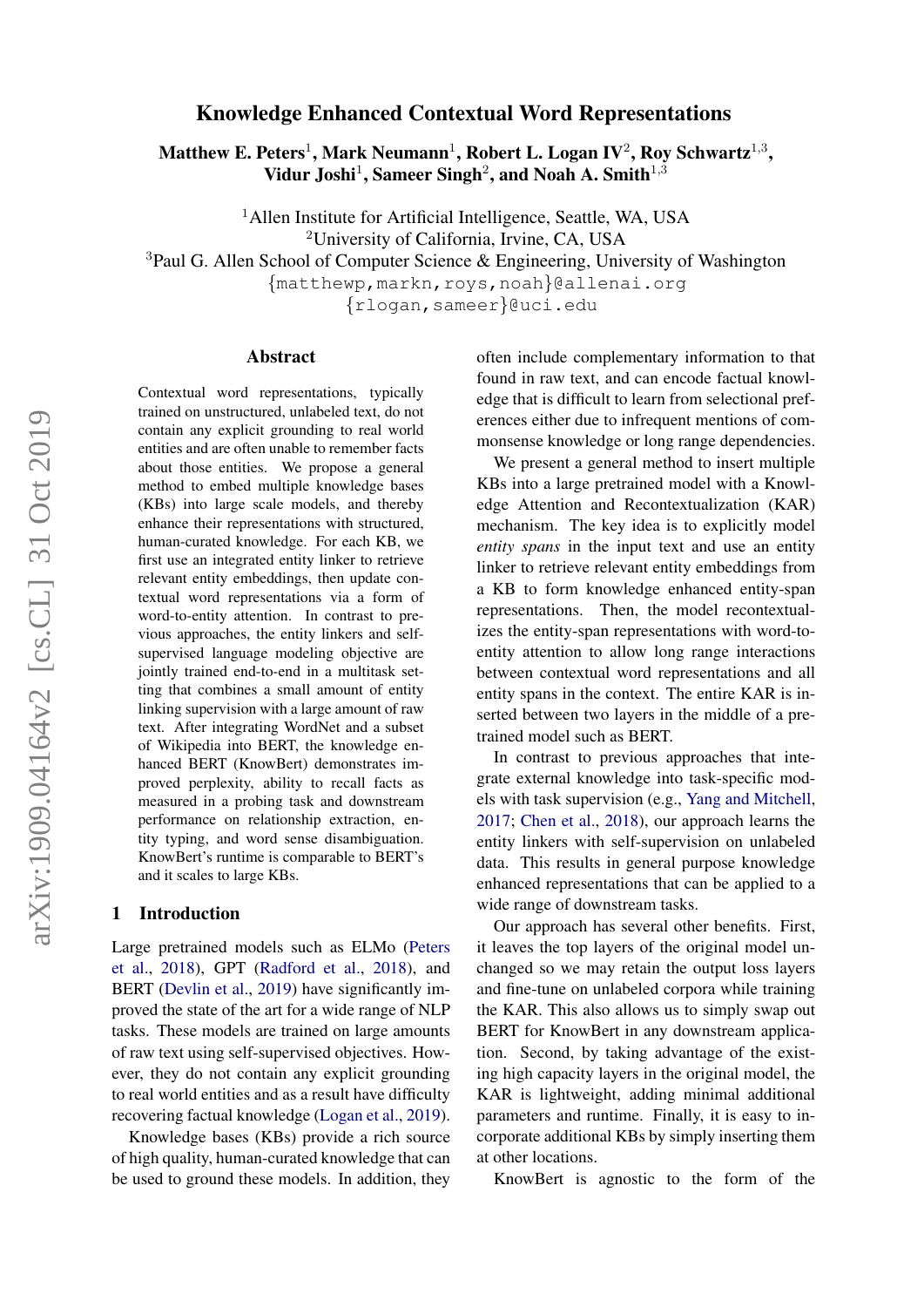# Knowledge Enhanced Contextual Word Representations

**Matthew E. Peters[1], Mark Neumann[1], Robert L. Logan IV[2], Roy Schwartz[1,3], Vidur Joshi[1], Sameer Singh[2], and Noah A. Smith[1,3]**

[1]Allen Institute for Artificial Intelligence, Seattle, WA, USA
[2]University of California, Irvine, CA, USA
[3]Paul G. Allen School of Computer Science & Engineering, University of Washington
{matthewp,markn,roys,noah}@allenai.org
{rlogan,sameer}@uci.edu

## Abstract

Contextual word representations, typically trained on unstructured, unlabeled text, do not contain any explicit grounding to real world entities and are often unable to remember facts about those entities. We propose a general method to embed multiple knowledge bases (KBs) into large scale models, and thereby enhance their representations with structured, human-curated knowledge. For each KB, we first use an integrated entity linker to retrieve relevant entity embeddings, then update contextual word representations via a form of word-to-entity attention. In contrast to previous approaches, the entity linkers and self-supervised language modeling objective are jointly trained end-to-end in a multitask setting that combines a small amount of entity linking supervision with a large amount of raw text. After integrating WordNet and a subset of Wikipedia into BERT, the knowledge enhanced BERT (KnowBert) demonstrates improved perplexity, ability to recall facts as measured in a probing task and downstream performance on relationship extraction, entity typing, and word sense disambiguation. KnowBert's runtime is comparable to BERT's and it scales to large KBs.

## 1 Introduction

Large pretrained models such as ELMo (Peters et al., 2018), GPT (Radford et al., 2018), and BERT (Devlin et al., 2019) have significantly improved the state of the art for a wide range of NLP tasks. These models are trained on large amounts of raw text using self-supervised objectives. However, they do not contain any explicit grounding to real world entities and as a result have difficulty recovering factual knowledge (Logan et al., 2019).

Knowledge bases (KBs) provide a rich source of high quality, human-curated knowledge that can be used to ground these models. In addition, they often include complementary information to that found in raw text, and can encode factual knowledge that is difficult to learn from selectional preferences either due to infrequent mentions of commonsense knowledge or long range dependencies.

We present a general method to insert multiple KBs into a large pretrained model with a Knowledge Attention and Recontextualization (KAR) mechanism. The key idea is to explicitly model *entity spans* in the input text and use an entity linker to retrieve relevant entity embeddings from a KB to form knowledge enhanced entity-span representations. Then, the model recontextualizes the entity-span representations with word-to-entity attention to allow long range interactions between contextual word representations and all entity spans in the context. The entire KAR is inserted between two layers in the middle of a pretrained model such as BERT.

In contrast to previous approaches that integrate external knowledge into task-specific models with task supervision (e.g., Yang and Mitchell, 2017; Chen et al., 2018), our approach learns the entity linkers with self-supervision on unlabeled data. This results in general purpose knowledge enhanced representations that can be applied to a wide range of downstream tasks.

Our approach has several other benefits. First, it leaves the top layers of the original model unchanged so we may retain the output loss layers and fine-tune on unlabeled corpora while training the KAR. This also allows us to simply swap out BERT for KnowBert in any downstream application. Second, by taking advantage of the existing high capacity layers in the original model, the KAR is lightweight, adding minimal additional parameters and runtime. Finally, it is easy to incorporate additional KBs by simply inserting them at other locations.

KnowBert is agnostic to the form of the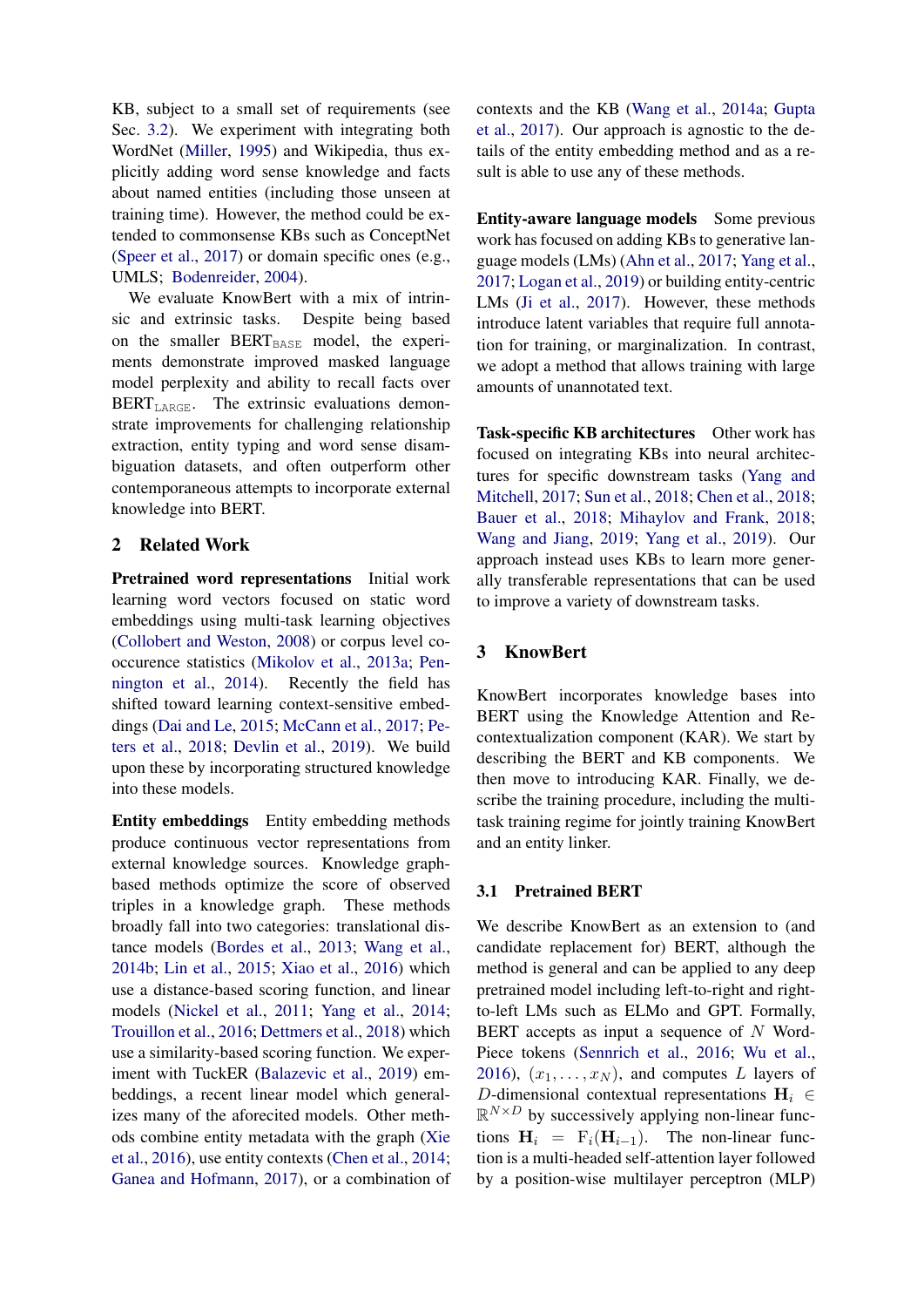KB, subject to a small set of requirements (see Sec. 3.2). We experiment with integrating both WordNet (Miller, 1995) and Wikipedia, thus explicitly adding word sense knowledge and facts about named entities (including those unseen at training time). However, the method could be extended to commonsense KBs such as ConceptNet (Speer et al., 2017) or domain specific ones (e.g., UMLS; Bodenreider, 2004).

We evaluate KnowBert with a mix of intrinsic and extrinsic tasks. Despite being based on the smaller BERT$_{\text{BASE}}$ model, the experiments demonstrate improved masked language model perplexity and ability to recall facts over BERT$_{\text{LARGE}}$. The extrinsic evaluations demonstrate improvements for challenging relationship extraction, entity typing and word sense disambiguation datasets, and often outperform other contemporaneous attempts to incorporate external knowledge into BERT.

## 2 Related Work

**Pretrained word representations** Initial work learning word vectors focused on static word embeddings using multi-task learning objectives (Collobert and Weston, 2008) or corpus level cooccurence statistics (Mikolov et al., 2013a; Pennington et al., 2014). Recently the field has shifted toward learning context-sensitive embeddings (Dai and Le, 2015; McCann et al., 2017; Peters et al., 2018; Devlin et al., 2019). We build upon these by incorporating structured knowledge into these models.

**Entity embeddings** Entity embedding methods produce continuous vector representations from external knowledge sources. Knowledge graph-based methods optimize the score of observed triples in a knowledge graph. These methods broadly fall into two categories: translational distance models (Bordes et al., 2013; Wang et al., 2014b; Lin et al., 2015; Xiao et al., 2016) which use a distance-based scoring function, and linear models (Nickel et al., 2011; Yang et al., 2014; Trouillon et al., 2016; Dettmers et al., 2018) which use a similarity-based scoring function. We experiment with TuckER (Balazevic et al., 2019) embeddings, a recent linear model which generalizes many of the aforecited models. Other methods combine entity metadata with the graph (Xie et al., 2016), use entity contexts (Chen et al., 2014; Ganea and Hofmann, 2017), or a combination of contexts and the KB (Wang et al., 2014a; Gupta et al., 2017). Our approach is agnostic to the details of the entity embedding method and as a result is able to use any of these methods.

**Entity-aware language models** Some previous work has focused on adding KBs to generative language models (LMs) (Ahn et al., 2017; Yang et al., 2017; Logan et al., 2019) or building entity-centric LMs (Ji et al., 2017). However, these methods introduce latent variables that require full annotation for training, or marginalization. In contrast, we adopt a method that allows training with large amounts of unannotated text.

**Task-specific KB architectures** Other work has focused on integrating KBs into neural architectures for specific downstream tasks (Yang and Mitchell, 2017; Sun et al., 2018; Chen et al., 2018; Bauer et al., 2018; Mihaylov and Frank, 2018; Wang and Jiang, 2019; Yang et al., 2019). Our approach instead uses KBs to learn more generally transferable representations that can be used to improve a variety of downstream tasks.

## 3 KnowBert

KnowBert incorporates knowledge bases into BERT using the Knowledge Attention and Recontextualization component (KAR). We start by describing the BERT and KB components. We then move to introducing KAR. Finally, we describe the training procedure, including the multitask training regime for jointly training KnowBert and an entity linker.

### 3.1 Pretrained BERT

We describe KnowBert as an extension to (and candidate replacement for) BERT, although the method is general and can be applied to any deep pretrained model including left-to-right and right-to-left LMs such as ELMo and GPT. Formally, BERT accepts as input a sequence of $N$ WordPiece tokens (Sennrich et al., 2016; Wu et al., 2016), $(x_1, \ldots, x_N)$, and computes $L$ layers of $D$-dimensional contextual representations $\mathbf{H}_i \in \mathbb{R}^{N \times D}$ by successively applying non-linear functions $\mathbf{H}_i = \mathrm{F}_i(\mathbf{H}_{i-1})$. The non-linear function is a multi-headed self-attention layer followed by a position-wise multilayer perceptron (MLP)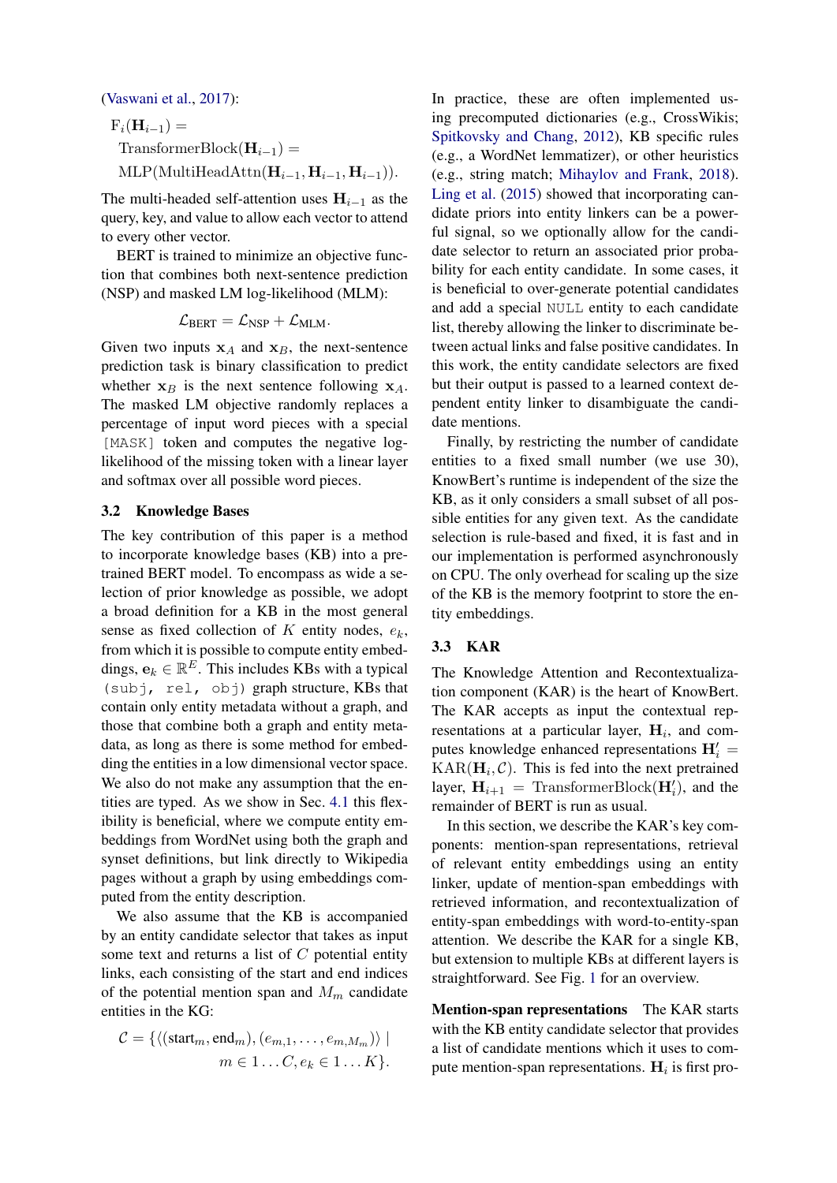(Vaswani et al., 2017):

$$\mathrm{F}_i(\mathbf{H}_{i-1}) = \\ \mathrm{TransformerBlock}(\mathbf{H}_{i-1}) = \\ \mathrm{MLP}(\mathrm{MultiHeadAttn}(\mathbf{H}_{i-1}, \mathbf{H}_{i-1}, \mathbf{H}_{i-1})).$$

The multi-headed self-attention uses $\mathbf{H}_{i-1}$ as the query, key, and value to allow each vector to attend to every other vector.

BERT is trained to minimize an objective function that combines both next-sentence prediction (NSP) and masked LM log-likelihood (MLM):

$$\mathcal{L}_{\text{BERT}} = \mathcal{L}_{\text{NSP}} + \mathcal{L}_{\text{MLM}}.$$

Given two inputs $\mathbf{x}_A$ and $\mathbf{x}_B$, the next-sentence prediction task is binary classification to predict whether $\mathbf{x}_B$ is the next sentence following $\mathbf{x}_A$. The masked LM objective randomly replaces a percentage of input word pieces with a special `[MASK]` token and computes the negative log-likelihood of the missing token with a linear layer and softmax over all possible word pieces.

### 3.2 Knowledge Bases

The key contribution of this paper is a method to incorporate knowledge bases (KB) into a pretrained BERT model. To encompass as wide a selection of prior knowledge as possible, we adopt a broad definition for a KB in the most general sense as fixed collection of $K$ entity nodes, $e_k$, from which it is possible to compute entity embeddings, $\mathbf{e}_k \in \mathbb{R}^E$. This includes KBs with a typical `(subj, rel, obj)` graph structure, KBs that contain only entity metadata without a graph, and those that combine both a graph and entity metadata, as long as there is some method for embedding the entities in a low dimensional vector space. We also do not make any assumption that the entities are typed. As we show in Sec. 4.1 this flexibility is beneficial, where we compute entity embeddings from WordNet using both the graph and synset definitions, but link directly to Wikipedia pages without a graph by using embeddings computed from the entity description.

We also assume that the KB is accompanied by an entity candidate selector that takes as input some text and returns a list of $C$ potential entity links, each consisting of the start and end indices of the potential mention span and $M_m$ candidate entities in the KG:

$$\mathcal{C} = \{\langle(\text{start}_m, \text{end}_m), (e_{m,1}, \ldots, e_{m,M_m})\rangle \mid \\ m \in 1 \ldots C, e_k \in 1 \ldots K\}.$$

In practice, these are often implemented using precomputed dictionaries (e.g., CrossWikis; Spitkovsky and Chang, 2012), KB specific rules (e.g., a WordNet lemmatizer), or other heuristics (e.g., string match; Mihaylov and Frank, 2018). Ling et al. (2015) showed that incorporating candidate priors into entity linkers can be a powerful signal, so we optionally allow for the candidate selector to return an associated prior probability for each entity candidate. In some cases, it is beneficial to over-generate potential candidates and add a special `NULL` entity to each candidate list, thereby allowing the linker to discriminate between actual links and false positive candidates. In this work, the entity candidate selectors are fixed but their output is passed to a learned context dependent entity linker to disambiguate the candidate mentions.

Finally, by restricting the number of candidate entities to a fixed small number (we use 30), KnowBert's runtime is independent of the size the KB, as it only considers a small subset of all possible entities for any given text. As the candidate selection is rule-based and fixed, it is fast and in our implementation is performed asynchronously on CPU. The only overhead for scaling up the size of the KB is the memory footprint to store the entity embeddings.

### 3.3 KAR

The Knowledge Attention and Recontextualization component (KAR) is the heart of KnowBert. The KAR accepts as input the contextual representations at a particular layer, $\mathbf{H}_i$, and computes knowledge enhanced representations $\mathbf{H}'_i = \mathrm{KAR}(\mathbf{H}_i, \mathcal{C})$. This is fed into the next pretrained layer, $\mathbf{H}_{i+1} = \mathrm{TransformerBlock}(\mathbf{H}'_i)$, and the remainder of BERT is run as usual.

In this section, we describe the KAR's key components: mention-span representations, retrieval of relevant entity embeddings using an entity linker, update of mention-span embeddings with retrieved information, and recontextualization of entity-span embeddings with word-to-entity-span attention. We describe the KAR for a single KB, but extension to multiple KBs at different layers is straightforward. See Fig. 1 for an overview.

**Mention-span representations** The KAR starts with the KB entity candidate selector that provides a list of candidate mentions which it uses to compute mention-span representations. $\mathbf{H}_i$ is first pro-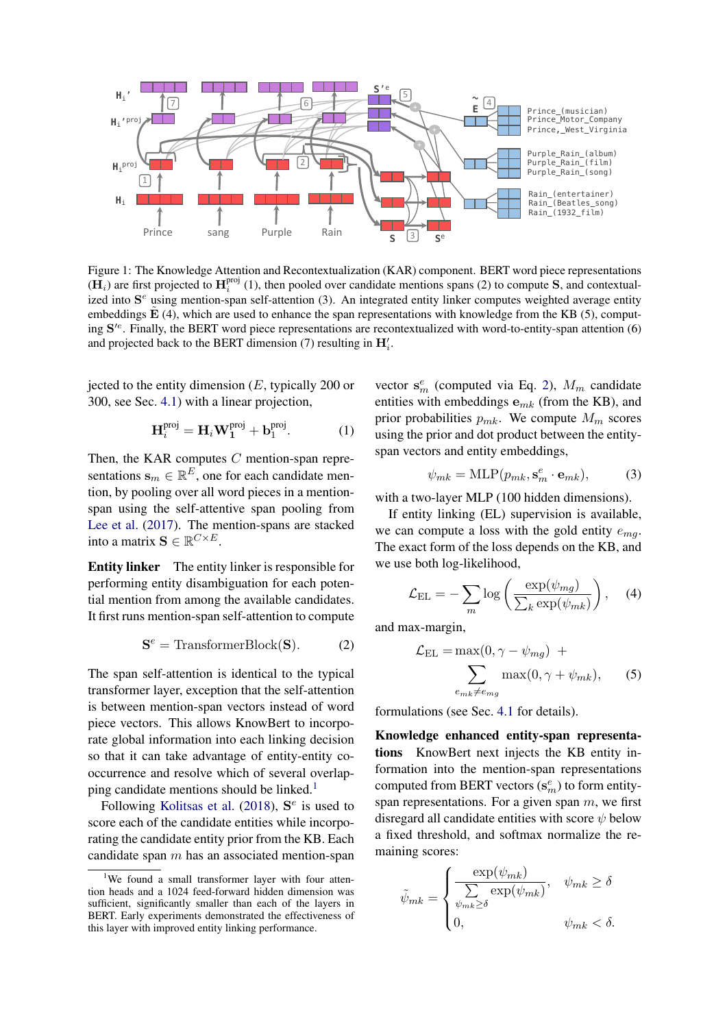Prince_(musician)
Prince_Motor_Company
Prince,_West_Virginia
Purple_Rain_(album)
Purple_Rain_(film)
Purple_Rain_(song)
Rain_(entertainer)
Rain_(Beatles_song)
Rain_(1932_film)

Prince sang Purple Rain

Figure 1: The Knowledge Attention and Recontextualization (KAR) component. BERT word piece representations ($\mathbf{H}_i$) are first projected to $\mathbf{H}_i^{\text{proj}}$ (1), then pooled over candidate mentions spans (2) to compute $\mathbf{S}$, and contextualized into $\mathbf{S}^e$ using mention-span self-attention (3). An integrated entity linker computes weighted average entity embeddings $\tilde{\mathbf{E}}$ (4), which are used to enhance the span representations with knowledge from the KB (5), computing $\mathbf{S}'^e$. Finally, the BERT word piece representations are recontextualized with word-to-entity-span attention (6) and projected back to the BERT dimension (7) resulting in $\mathbf{H}'_i$.

jected to the entity dimension ($E$, typically 200 or 300, see Sec. 4.1) with a linear projection,

$$\mathbf{H}_i^{\text{proj}} = \mathbf{H}_i \mathbf{W}_1^{\text{proj}} + \mathbf{b}_1^{\text{proj}}. \tag{1}$$

Then, the KAR computes $C$ mention-span representations $\mathbf{s}_m \in \mathbb{R}^E$, one for each candidate mention, by pooling over all word pieces in a mention-span using the self-attentive span pooling from Lee et al. (2017). The mention-spans are stacked into a matrix $\mathbf{S} \in \mathbb{R}^{C \times E}$.

**Entity linker** The entity linker is responsible for performing entity disambiguation for each potential mention from among the available candidates. It first runs mention-span self-attention to compute

$$\mathbf{S}^e = \text{TransformerBlock}(\mathbf{S}). \tag{2}$$

The span self-attention is identical to the typical transformer layer, exception that the self-attention is between mention-span vectors instead of word piece vectors. This allows KnowBert to incorporate global information into each linking decision so that it can take advantage of entity-entity co-occurrence and resolve which of several overlapping candidate mentions should be linked.[1]

Following Kolitsas et al. (2018), $\mathbf{S}^e$ is used to score each of the candidate entities while incorporating the candidate entity prior from the KB. Each candidate span $m$ has an associated mention-span vector $\mathbf{s}_m^e$ (computed via Eq. 2), $M_m$ candidate entities with embeddings $\mathbf{e}_{mk}$ (from the KB), and prior probabilities $p_{mk}$. We compute $M_m$ scores using the prior and dot product between the entity-span vectors and entity embeddings,

$$\psi_{mk} = \text{MLP}(p_{mk}, \mathbf{s}_m^e \cdot \mathbf{e}_{mk}), \tag{3}$$

with a two-layer MLP (100 hidden dimensions).

If entity linking (EL) supervision is available, we can compute a loss with the gold entity $e_{mg}$. The exact form of the loss depends on the KB, and we use both log-likelihood,

$$\mathcal{L}_{\text{EL}} = -\sum_m \log \left( \frac{\exp(\psi_{mg})}{\sum_k \exp(\psi_{mk})} \right), \tag{4}$$

and max-margin,

$$\mathcal{L}_{\text{EL}} = \max(0, \gamma - \psi_{mg}) + \sum_{e_{mk} \neq e_{mg}} \max(0, \gamma + \psi_{mk}), \tag{5}$$

formulations (see Sec. 4.1 for details).

**Knowledge enhanced entity-span representations** KnowBert next injects the KB entity information into the mention-span representations computed from BERT vectors ($\mathbf{s}_m^e$) to form entity-span representations. For a given span $m$, we first disregard all candidate entities with score $\psi$ below a fixed threshold, and softmax normalize the remaining scores:

$$\tilde{\psi}_{mk} = \begin{cases} \dfrac{\exp(\psi_{mk})}{\sum\limits_{\psi_{mk} \geq \delta} \exp(\psi_{mk})}, & \psi_{mk} \geq \delta \\ 0, & \psi_{mk} < \delta. \end{cases}$$

[1] We found a small transformer layer with four attention heads and a 1024 feed-forward hidden dimension was sufficient, significantly smaller than each of the layers in BERT. Early experiments demonstrated the effectiveness of this layer with improved entity linking performance.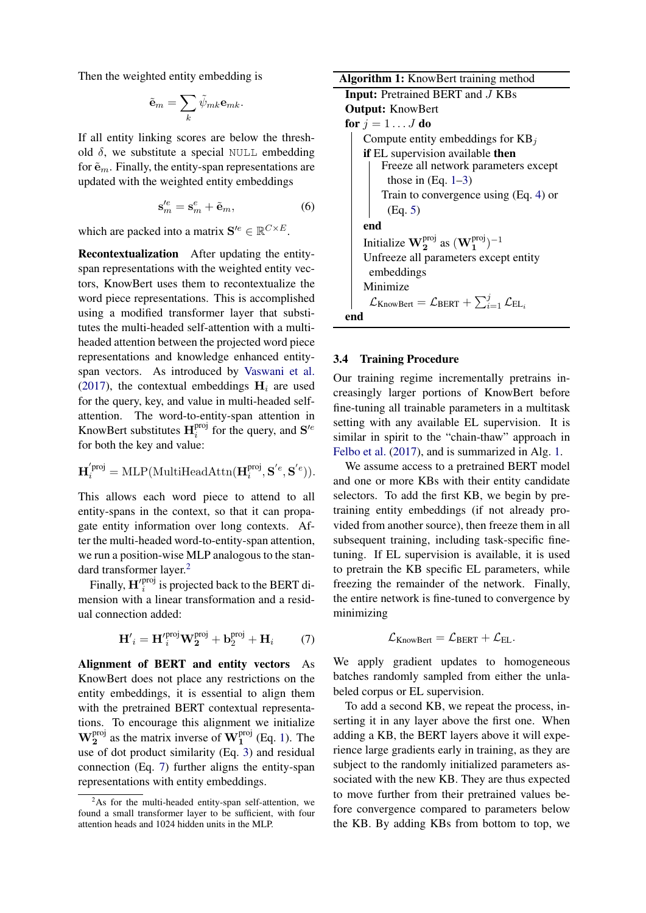Then the weighted entity embedding is

$$\tilde{\mathbf{e}}_m = \sum_k \tilde{\psi}_{mk} \mathbf{e}_{mk}.$$

If all entity linking scores are below the threshold $\delta$, we substitute a special NULL embedding for $\tilde{\mathbf{e}}_m$. Finally, the entity-span representations are updated with the weighted entity embeddings

$$\mathbf{s}'^{e}_m = \mathbf{s}^e_m + \tilde{\mathbf{e}}_m, \tag{6}$$

which are packed into a matrix $\mathbf{S}'^{e} \in \mathbb{R}^{C \times E}$.

**Recontextualization** After updating the entity-span representations with the weighted entity vectors, KnowBert uses them to recontextualize the word piece representations. This is accomplished using a modified transformer layer that substitutes the multi-headed self-attention with a multi-headed attention between the projected word piece representations and knowledge enhanced entity-span vectors. As introduced by Vaswani et al. (2017), the contextual embeddings $\mathbf{H}_i$ are used for the query, key, and value in multi-headed self-attention. The word-to-entity-span attention in KnowBert substitutes $\mathbf{H}_i^{\text{proj}}$ for the query, and $\mathbf{S}'^{e}$ for both the key and value:

$$\mathbf{H}_i'^{\text{proj}} = \text{MLP}(\text{MultiHeadAttn}(\mathbf{H}_i^{\text{proj}}, \mathbf{S}'^{e}, \mathbf{S}'^{e})).$$

This allows each word piece to attend to all entity-spans in the context, so that it can propagate entity information over long contexts. After the multi-headed word-to-entity-span attention, we run a position-wise MLP analogous to the standard transformer layer.[2]

Finally, $\mathbf{H}_i'^{\text{proj}}$ is projected back to the BERT dimension with a linear transformation and a residual connection added:

$$\mathbf{H}'_i = \mathbf{H}_i'^{\text{proj}} \mathbf{W}_2^{\text{proj}} + \mathbf{b}_2^{\text{proj}} + \mathbf{H}_i \tag{7}$$

**Alignment of BERT and entity vectors** As KnowBert does not place any restrictions on the entity embeddings, it is essential to align them with the pretrained BERT contextual representations. To encourage this alignment we initialize $\mathbf{W}_2^{\text{proj}}$ as the matrix inverse of $\mathbf{W}_1^{\text{proj}}$ (Eq. 1). The use of dot product similarity (Eq. 3) and residual connection (Eq. 7) further aligns the entity-span representations with entity embeddings.

[2] As for the multi-headed entity-span self-attention, we found a small transformer layer to be sufficient, with four attention heads and 1024 hidden units in the MLP.

**Algorithm 1:** KnowBert training method

```
Input: Pretrained BERT and J KBs
Output: KnowBert
for j = 1 ... J do
    Compute entity embeddings for KB_j
    if EL supervision available then
        Freeze all network parameters except
          those in (Eq. 1–3)
        Train to convergence using (Eq. 4) or
          (Eq. 5)
    end
    Initialize W_2^proj as (W_1^proj)^(-1)
    Unfreeze all parameters except entity
      embeddings
    Minimize
      L_KnowBert = L_BERT + sum_{i=1}^{j} L_EL_i
end
```

### 3.4 Training Procedure

Our training regime incrementally pretrains increasingly larger portions of KnowBert before fine-tuning all trainable parameters in a multitask setting with any available EL supervision. It is similar in spirit to the "chain-thaw" approach in Felbo et al. (2017), and is summarized in Alg. 1.

We assume access to a pretrained BERT model and one or more KBs with their entity candidate selectors. To add the first KB, we begin by pretraining entity embeddings (if not already provided from another source), then freeze them in all subsequent training, including task-specific fine-tuning. If EL supervision is available, it is used to pretrain the KB specific EL parameters, while freezing the remainder of the network. Finally, the entire network is fine-tuned to convergence by minimizing

$$\mathcal{L}_{\text{KnowBert}} = \mathcal{L}_{\text{BERT}} + \mathcal{L}_{\text{EL}}.$$

We apply gradient updates to homogeneous batches randomly sampled from either the unlabeled corpus or EL supervision.

To add a second KB, we repeat the process, inserting it in any layer above the first one. When adding a KB, the BERT layers above it will experience large gradients early in training, as they are subject to the randomly initialized parameters associated with the new KB. They are thus expected to move further from their pretrained values before convergence compared to parameters below the KB. By adding KBs from bottom to top, we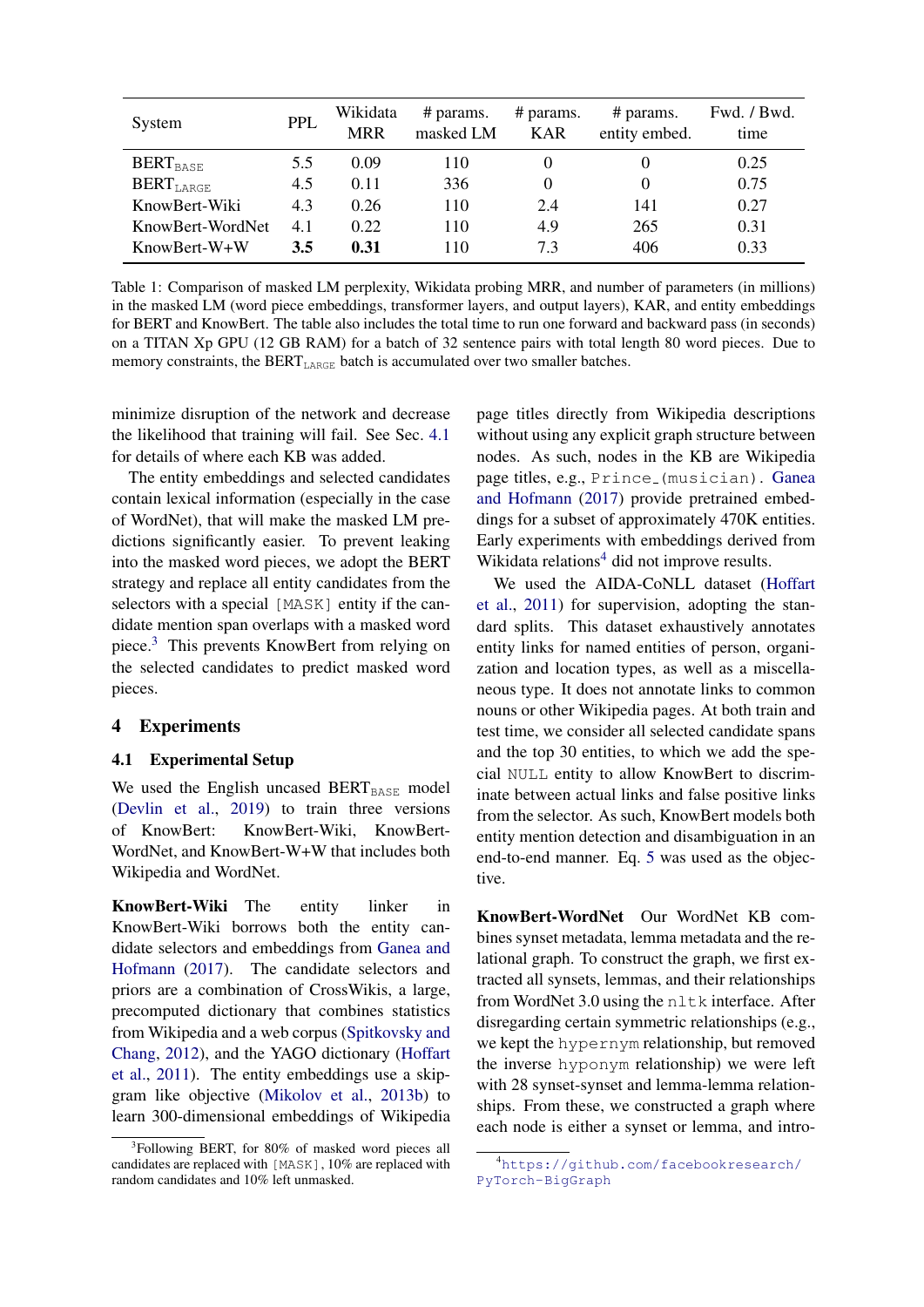| System | PPL | Wikidata MRR | # params. masked LM | # params. KAR | # params. entity embed. | Fwd. / Bwd. time |
|---|---|---|---|---|---|---|
| BERT$_{\text{BASE}}$ | 5.5 | 0.09 | 110 | 0 | 0 | 0.25 |
| BERT$_{\text{LARGE}}$ | 4.5 | 0.11 | 336 | 0 | 0 | 0.75 |
| KnowBert-Wiki | 4.3 | 0.26 | 110 | 2.4 | 141 | 0.27 |
| KnowBert-WordNet | 4.1 | 0.22 | 110 | 4.9 | 265 | 0.31 |
| KnowBert-W+W | **3.5** | **0.31** | 110 | 7.3 | 406 | 0.33 |

Table 1: Comparison of masked LM perplexity, Wikidata probing MRR, and number of parameters (in millions) in the masked LM (word piece embeddings, transformer layers, and output layers), KAR, and entity embeddings for BERT and KnowBert. The table also includes the total time to run one forward and backward pass (in seconds) on a TITAN Xp GPU (12 GB RAM) for a batch of 32 sentence pairs with total length 80 word pieces. Due to memory constraints, the BERT$_{\text{LARGE}}$ batch is accumulated over two smaller batches.

minimize disruption of the network and decrease the likelihood that training will fail. See Sec. 4.1 for details of where each KB was added.

The entity embeddings and selected candidates contain lexical information (especially in the case of WordNet), that will make the masked LM predictions significantly easier. To prevent leaking into the masked word pieces, we adopt the BERT strategy and replace all entity candidates from the selectors with a special `[MASK]` entity if the candidate mention span overlaps with a masked word piece.[3] This prevents KnowBert from relying on the selected candidates to predict masked word pieces.

## 4 Experiments

### 4.1 Experimental Setup

We used the English uncased BERT$_{\text{BASE}}$ model (Devlin et al., 2019) to train three versions of KnowBert: KnowBert-Wiki, KnowBert-WordNet, and KnowBert-W+W that includes both Wikipedia and WordNet.

**KnowBert-Wiki** The entity linker in KnowBert-Wiki borrows both the entity candidate selectors and embeddings from Ganea and Hofmann (2017). The candidate selectors and priors are a combination of CrossWikis, a large, precomputed dictionary that combines statistics from Wikipedia and a web corpus (Spitkovsky and Chang, 2012), and the YAGO dictionary (Hoffart et al., 2011). The entity embeddings use a skip-gram like objective (Mikolov et al., 2013b) to learn 300-dimensional embeddings of Wikipedia page titles directly from Wikipedia descriptions without using any explicit graph structure between nodes. As such, nodes in the KB are Wikipedia page titles, e.g., `Prince_(musician)`. Ganea and Hofmann (2017) provide pretrained embeddings for a subset of approximately 470K entities. Early experiments with embeddings derived from Wikidata relations[4] did not improve results.

We used the AIDA-CoNLL dataset (Hoffart et al., 2011) for supervision, adopting the standard splits. This dataset exhaustively annotates entity links for named entities of person, organization and location types, as well as a miscellaneous type. It does not annotate links to common nouns or other Wikipedia pages. At both train and test time, we consider all selected candidate spans and the top 30 entities, to which we add the special `NULL` entity to allow KnowBert to discriminate between actual links and false positive links from the selector. As such, KnowBert models both entity mention detection and disambiguation in an end-to-end manner. Eq. 5 was used as the objective.

**KnowBert-WordNet** Our WordNet KB combines synset metadata, lemma metadata and the relational graph. To construct the graph, we first extracted all synsets, lemmas, and their relationships from WordNet 3.0 using the `nltk` interface. After disregarding certain symmetric relationships (e.g., we kept the `hypernym` relationship, but removed the inverse `hyponym` relationship) we were left with 28 synset-synset and lemma-lemma relationships. From these, we constructed a graph where each node is either a synset or lemma, and intro-

[3] Following BERT, for 80% of masked word pieces all candidates are replaced with `[MASK]`, 10% are replaced with random candidates and 10% left unmasked.

[4] https://github.com/facebookresearch/PyTorch-BigGraph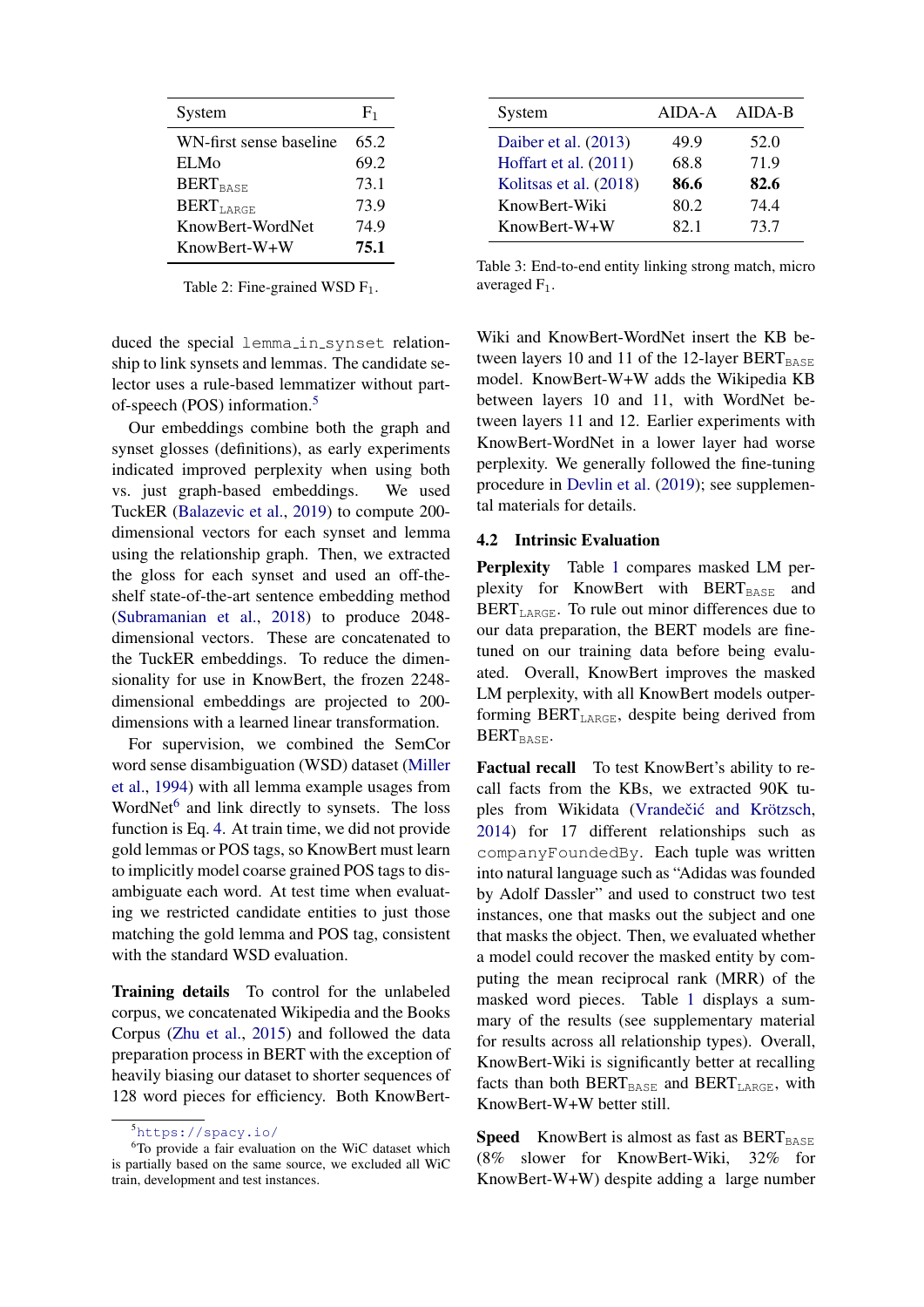| System | $F_1$ |
|---|---|
| WN-first sense baseline | 65.2 |
| ELMo | 69.2 |
| $\text{BERT}_{\text{BASE}}$ | 73.1 |
| $\text{BERT}_{\text{LARGE}}$ | 73.9 |
| KnowBert-WordNet | 74.9 |
| KnowBert-W+W | **75.1** |

Table 2: Fine-grained WSD $F_1$.

| System | AIDA-A | AIDA-B |
|---|---|---|
| Daiber et al. (2013) | 49.9 | 52.0 |
| Hoffart et al. (2011) | 68.8 | 71.9 |
| Kolitsas et al. (2018) | **86.6** | **82.6** |
| KnowBert-Wiki | 80.2 | 74.4 |
| KnowBert-W+W | 82.1 | 73.7 |

Table 3: End-to-end entity linking strong match, micro averaged $F_1$.

duced the special `lemma_in_synset` relationship to link synsets and lemmas. The candidate selector uses a rule-based lemmatizer without part-of-speech (POS) information.[5]

Our embeddings combine both the graph and synset glosses (definitions), as early experiments indicated improved perplexity when using both vs. just graph-based embeddings. We used TuckER (Balazevic et al., 2019) to compute 200-dimensional vectors for each synset and lemma using the relationship graph. Then, we extracted the gloss for each synset and used an off-the-shelf state-of-the-art sentence embedding method (Subramanian et al., 2018) to produce 2048-dimensional vectors. These are concatenated to the TuckER embeddings. To reduce the dimensionality for use in KnowBert, the frozen 2248-dimensional embeddings are projected to 200-dimensions with a learned linear transformation.

For supervision, we combined the SemCor word sense disambiguation (WSD) dataset (Miller et al., 1994) with all lemma example usages from WordNet[6] and link directly to synsets. The loss function is Eq. 4. At train time, we did not provide gold lemmas or POS tags, so KnowBert must learn to implicitly model coarse grained POS tags to disambiguate each word. At test time when evaluating we restricted candidate entities to just those matching the gold lemma and POS tag, consistent with the standard WSD evaluation.

**Training details** To control for the unlabeled corpus, we concatenated Wikipedia and the Books Corpus (Zhu et al., 2015) and followed the data preparation process in BERT with the exception of heavily biasing our dataset to shorter sequences of 128 word pieces for efficiency. Both KnowBert-Wiki and KnowBert-WordNet insert the KB between layers 10 and 11 of the 12-layer $\text{BERT}_{\text{BASE}}$ model. KnowBert-W+W adds the Wikipedia KB between layers 10 and 11, with WordNet between layers 11 and 12. Earlier experiments with KnowBert-WordNet in a lower layer had worse perplexity. We generally followed the fine-tuning procedure in Devlin et al. (2019); see supplemental materials for details.

### 4.2 Intrinsic Evaluation

**Perplexity** Table 1 compares masked LM perplexity for KnowBert with $\text{BERT}_{\text{BASE}}$ and $\text{BERT}_{\text{LARGE}}$. To rule out minor differences due to our data preparation, the BERT models are fine-tuned on our training data before being evaluated. Overall, KnowBert improves the masked LM perplexity, with all KnowBert models outperforming $\text{BERT}_{\text{LARGE}}$, despite being derived from $\text{BERT}_{\text{BASE}}$.

**Factual recall** To test KnowBert's ability to recall facts from the KBs, we extracted 90K tuples from Wikidata (Vrandečić and Krötzsch, 2014) for 17 different relationships such as `companyFoundedBy`. Each tuple was written into natural language such as "Adidas was founded by Adolf Dassler" and used to construct two test instances, one that masks out the subject and one that masks the object. Then, we evaluated whether a model could recover the masked entity by computing the mean reciprocal rank (MRR) of the masked word pieces. Table 1 displays a summary of the results (see supplementary material for results across all relationship types). Overall, KnowBert-Wiki is significantly better at recalling facts than both $\text{BERT}_{\text{BASE}}$ and $\text{BERT}_{\text{LARGE}}$, with KnowBert-W+W better still.

**Speed** KnowBert is almost as fast as $\text{BERT}_{\text{BASE}}$ (8% slower for KnowBert-Wiki, 32% for KnowBert-W+W) despite adding a large number

[5] https://spacy.io/

[6] To provide a fair evaluation on the WiC dataset which is partially based on the same source, we excluded all WiC train, development and test instances.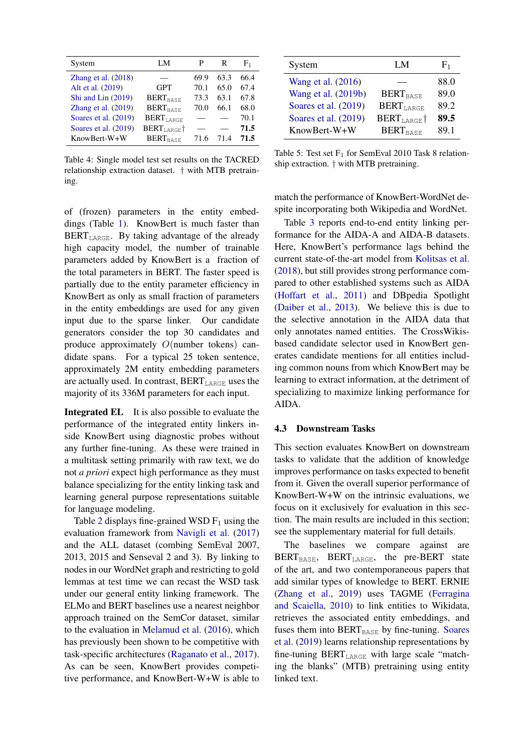| System | LM | P | R | $F_1$ |
|---|---|---|---|---|
| Zhang et al. (2018) | — | 69.9 | 63.3 | 66.4 |
| Alt et al. (2019) | GPT | 70.1 | 65.0 | 67.4 |
| Shi and Lin (2019) | $\text{BERT}_{\text{BASE}}$ | 73.3 | 63.1 | 67.8 |
| Zhang et al. (2019) | $\text{BERT}_{\text{BASE}}$ | 70.0 | 66.1 | 68.0 |
| Soares et al. (2019) | $\text{BERT}_{\text{LARGE}}$ | — | — | 70.1 |
| Soares et al. (2019) | $\text{BERT}_{\text{LARGE}}$† | — | — | **71.5** |
| KnowBert-W+W | $\text{BERT}_{\text{BASE}}$ | 71.6 | 71.4 | **71.5** |

Table 4: Single model test set results on the TACRED relationship extraction dataset. † with MTB pretraining.

| System | LM | $F_1$ |
|---|---|---|
| Wang et al. (2016) | — | 88.0 |
| Wang et al. (2019b) | $\text{BERT}_{\text{BASE}}$ | 89.0 |
| Soares et al. (2019) | $\text{BERT}_{\text{LARGE}}$ | 89.2 |
| Soares et al. (2019) | $\text{BERT}_{\text{LARGE}}$† | **89.5** |
| KnowBert-W+W | $\text{BERT}_{\text{BASE}}$ | 89.1 |

Table 5: Test set $F_1$ for SemEval 2010 Task 8 relationship extraction. † with MTB pretraining.

of (frozen) parameters in the entity embeddings (Table 1). KnowBert is much faster than $\text{BERT}_{\text{LARGE}}$. By taking advantage of the already high capacity model, the number of trainable parameters added by KnowBert is a fraction of the total parameters in BERT. The faster speed is partially due to the entity parameter efficiency in KnowBert as only as small fraction of parameters in the entity embeddings are used for any given input due to the sparse linker. Our candidate generators consider the top 30 candidates and produce approximately $O$(number tokens) candidate spans. For a typical 25 token sentence, approximately 2M entity embedding parameters are actually used. In contrast, $\text{BERT}_{\text{LARGE}}$ uses the majority of its 336M parameters for each input.

**Integrated EL** It is also possible to evaluate the performance of the integrated entity linkers inside KnowBert using diagnostic probes without any further fine-tuning. As these were trained in a multitask setting primarily with raw text, we do not *a priori* expect high performance as they must balance specializing for the entity linking task and learning general purpose representations suitable for language modeling.

Table 2 displays fine-grained WSD $F_1$ using the evaluation framework from Navigli et al. (2017) and the ALL dataset (combing SemEval 2007, 2013, 2015 and Senseval 2 and 3). By linking to nodes in our WordNet graph and restricting to gold lemmas at test time we can recast the WSD task under our general entity linking framework. The ELMo and BERT baselines use a nearest neighbor approach trained on the SemCor dataset, similar to the evaluation in Melamud et al. (2016), which has previously been shown to be competitive with task-specific architectures (Raganato et al., 2017). As can be seen, KnowBert provides competitive performance, and KnowBert-W+W is able to match the performance of KnowBert-WordNet despite incorporating both Wikipedia and WordNet.

Table 3 reports end-to-end entity linking performance for the AIDA-A and AIDA-B datasets. Here, KnowBert's performance lags behind the current state-of-the-art model from Kolitsas et al. (2018), but still provides strong performance compared to other established systems such as AIDA (Hoffart et al., 2011) and DBpedia Spotlight (Daiber et al., 2013). We believe this is due to the selective annotation in the AIDA data that only annotates named entities. The CrossWikis-based candidate selector used in KnowBert generates candidate mentions for all entities including common nouns from which KnowBert may be learning to extract information, at the detriment of specializing to maximize linking performance for AIDA.

### 4.3 Downstream Tasks

This section evaluates KnowBert on downstream tasks to validate that the addition of knowledge improves performance on tasks expected to benefit from it. Given the overall superior performance of KnowBert-W+W on the intrinsic evaluations, we focus on it exclusively for evaluation in this section. The main results are included in this section; see the supplementary material for full details.

The baselines we compare against are $\text{BERT}_{\text{BASE}}$, $\text{BERT}_{\text{LARGE}}$, the pre-BERT state of the art, and two contemporaneous papers that add similar types of knowledge to BERT. ERNIE (Zhang et al., 2019) uses TAGME (Ferragina and Scaiella, 2010) to link entities to Wikidata, retrieves the associated entity embeddings, and fuses them into $\text{BERT}_{\text{BASE}}$ by fine-tuning. Soares et al. (2019) learns relationship representations by fine-tuning $\text{BERT}_{\text{LARGE}}$ with large scale "matching the blanks" (MTB) pretraining using entity linked text.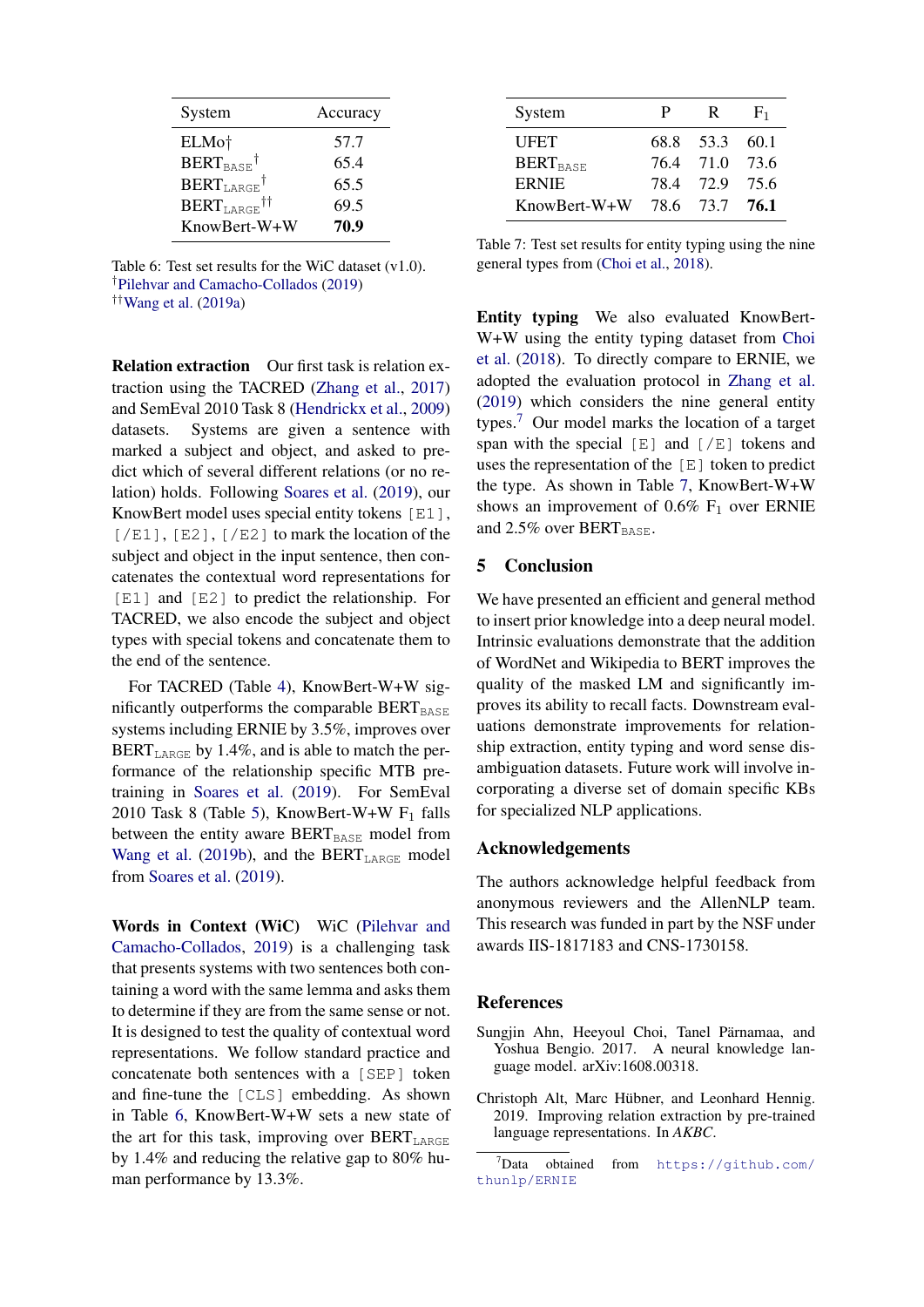| System | Accuracy |
|---|---|
| ELMo† | 57.7 |
| $\text{BERT}_{\text{BASE}}$† | 65.4 |
| $\text{BERT}_{\text{LARGE}}$† | 65.5 |
| $\text{BERT}_{\text{LARGE}}$†† | 69.5 |
| KnowBert-W+W | **70.9** |

Table 6: Test set results for the WiC dataset (v1.0).
†Pilehvar and Camacho-Collados (2019)
††Wang et al. (2019a)

**Relation extraction** Our first task is relation extraction using the TACRED (Zhang et al., 2017) and SemEval 2010 Task 8 (Hendrickx et al., 2009) datasets. Systems are given a sentence with marked a subject and object, and asked to predict which of several different relations (or no relation) holds. Following Soares et al. (2019), our KnowBert model uses special entity tokens [E1], [/E1], [E2], [/E2] to mark the location of the subject and object in the input sentence, then concatenates the contextual word representations for [E1] and [E2] to predict the relationship. For TACRED, we also encode the subject and object types with special tokens and concatenate them to the end of the sentence.

For TACRED (Table 4), KnowBert-W+W significantly outperforms the comparable $\text{BERT}_{\text{BASE}}$ systems including ERNIE by 3.5%, improves over $\text{BERT}_{\text{LARGE}}$ by 1.4%, and is able to match the performance of the relationship specific MTB pretraining in Soares et al. (2019). For SemEval 2010 Task 8 (Table 5), KnowBert-W+W $F_1$ falls between the entity aware $\text{BERT}_{\text{BASE}}$ model from Wang et al. (2019b), and the $\text{BERT}_{\text{LARGE}}$ model from Soares et al. (2019).

**Words in Context (WiC)** WiC (Pilehvar and Camacho-Collados, 2019) is a challenging task that presents systems with two sentences both containing a word with the same lemma and asks them to determine if they are from the same sense or not. It is designed to test the quality of contextual word representations. We follow standard practice and concatenate both sentences with a [SEP] token and fine-tune the [CLS] embedding. As shown in Table 6, KnowBert-W+W sets a new state of the art for this task, improving over $\text{BERT}_{\text{LARGE}}$ by 1.4% and reducing the relative gap to 80% human performance by 13.3%.

| System | P | R | $F_1$ |
|---|---|---|---|
| UFET | 68.8 | 53.3 | 60.1 |
| $\text{BERT}_{\text{BASE}}$ | 76.4 | 71.0 | 73.6 |
| ERNIE | 78.4 | 72.9 | 75.6 |
| KnowBert-W+W | 78.6 | 73.7 | **76.1** |

Table 7: Test set results for entity typing using the nine general types from (Choi et al., 2018).

**Entity typing** We also evaluated KnowBert-W+W using the entity typing dataset from Choi et al. (2018). To directly compare to ERNIE, we adopted the evaluation protocol in Zhang et al. (2019) which considers the nine general entity types.[7] Our model marks the location of a target span with the special [E] and [/E] tokens and uses the representation of the [E] token to predict the type. As shown in Table 7, KnowBert-W+W shows an improvement of 0.6% $F_1$ over ERNIE and 2.5% over $\text{BERT}_{\text{BASE}}$.

## 5 Conclusion

We have presented an efficient and general method to insert prior knowledge into a deep neural model. Intrinsic evaluations demonstrate that the addition of WordNet and Wikipedia to BERT improves the quality of the masked LM and significantly improves its ability to recall facts. Downstream evaluations demonstrate improvements for relationship extraction, entity typing and word sense disambiguation datasets. Future work will involve incorporating a diverse set of domain specific KBs for specialized NLP applications.

## Acknowledgements

The authors acknowledge helpful feedback from anonymous reviewers and the AllenNLP team. This research was funded in part by the NSF under awards IIS-1817183 and CNS-1730158.

## References

Sungjin Ahn, Heeyoul Choi, Tanel Pärnamaa, and Yoshua Bengio. 2017. A neural knowledge language model. arXiv:1608.00318.

Christoph Alt, Marc Hübner, and Leonhard Hennig. 2019. Improving relation extraction by pre-trained language representations. In *AKBC*.

[7] Data obtained from https://github.com/thunlp/ERNIE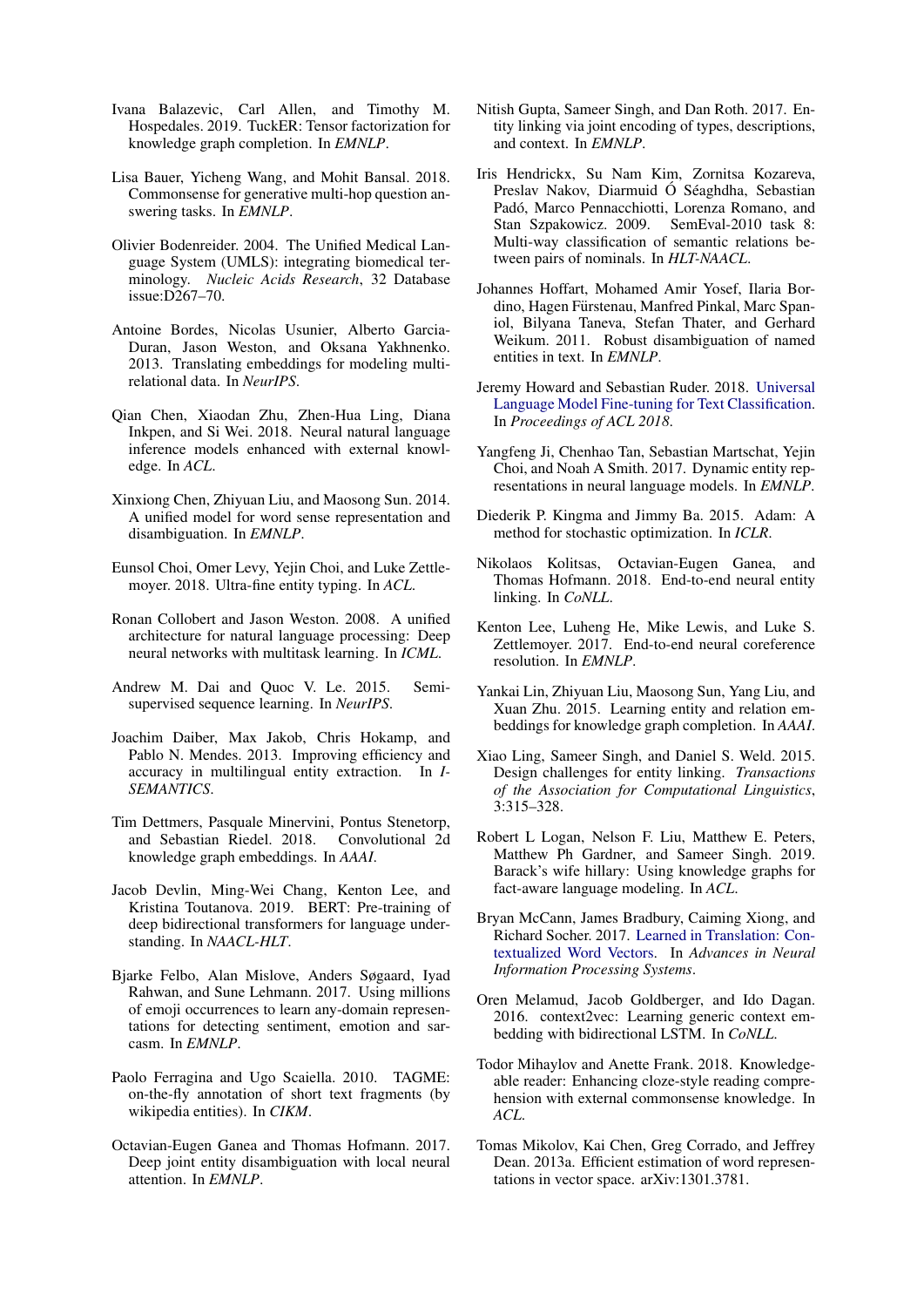Ivana Balazevic, Carl Allen, and Timothy M. Hospedales. 2019. TuckER: Tensor factorization for knowledge graph completion. In *EMNLP*.

Lisa Bauer, Yicheng Wang, and Mohit Bansal. 2018. Commonsense for generative multi-hop question answering tasks. In *EMNLP*.

Olivier Bodenreider. 2004. The Unified Medical Language System (UMLS): integrating biomedical terminology. *Nucleic Acids Research*, 32 Database issue:D267–70.

Antoine Bordes, Nicolas Usunier, Alberto Garcia-Duran, Jason Weston, and Oksana Yakhnenko. 2013. Translating embeddings for modeling multi-relational data. In *NeurIPS*.

Qian Chen, Xiaodan Zhu, Zhen-Hua Ling, Diana Inkpen, and Si Wei. 2018. Neural natural language inference models enhanced with external knowledge. In *ACL*.

Xinxiong Chen, Zhiyuan Liu, and Maosong Sun. 2014. A unified model for word sense representation and disambiguation. In *EMNLP*.

Eunsol Choi, Omer Levy, Yejin Choi, and Luke Zettlemoyer. 2018. Ultra-fine entity typing. In *ACL*.

Ronan Collobert and Jason Weston. 2008. A unified architecture for natural language processing: Deep neural networks with multitask learning. In *ICML*.

Andrew M. Dai and Quoc V. Le. 2015. Semi-supervised sequence learning. In *NeurIPS*.

Joachim Daiber, Max Jakob, Chris Hokamp, and Pablo N. Mendes. 2013. Improving efficiency and accuracy in multilingual entity extraction. In *I-SEMANTICS*.

Tim Dettmers, Pasquale Minervini, Pontus Stenetorp, and Sebastian Riedel. 2018. Convolutional 2d knowledge graph embeddings. In *AAAI*.

Jacob Devlin, Ming-Wei Chang, Kenton Lee, and Kristina Toutanova. 2019. BERT: Pre-training of deep bidirectional transformers for language understanding. In *NAACL-HLT*.

Bjarke Felbo, Alan Mislove, Anders Søgaard, Iyad Rahwan, and Sune Lehmann. 2017. Using millions of emoji occurrences to learn any-domain representations for detecting sentiment, emotion and sarcasm. In *EMNLP*.

Paolo Ferragina and Ugo Scaiella. 2010. TAGME: on-the-fly annotation of short text fragments (by wikipedia entities). In *CIKM*.

Octavian-Eugen Ganea and Thomas Hofmann. 2017. Deep joint entity disambiguation with local neural attention. In *EMNLP*.

Nitish Gupta, Sameer Singh, and Dan Roth. 2017. Entity linking via joint encoding of types, descriptions, and context. In *EMNLP*.

Iris Hendrickx, Su Nam Kim, Zornitsa Kozareva, Preslav Nakov, Diarmuid Ó Séaghdha, Sebastian Padó, Marco Pennacchiotti, Lorenza Romano, and Stan Szpakowicz. 2009. SemEval-2010 task 8: Multi-way classification of semantic relations between pairs of nominals. In *HLT-NAACL*.

Johannes Hoffart, Mohamed Amir Yosef, Ilaria Bordino, Hagen Fürstenau, Manfred Pinkal, Marc Spaniol, Bilyana Taneva, Stefan Thater, and Gerhard Weikum. 2011. Robust disambiguation of named entities in text. In *EMNLP*.

Jeremy Howard and Sebastian Ruder. 2018. Universal Language Model Fine-tuning for Text Classification. In *Proceedings of ACL 2018*.

Yangfeng Ji, Chenhao Tan, Sebastian Martschat, Yejin Choi, and Noah A Smith. 2017. Dynamic entity representations in neural language models. In *EMNLP*.

Diederik P. Kingma and Jimmy Ba. 2015. Adam: A method for stochastic optimization. In *ICLR*.

Nikolaos Kolitsas, Octavian-Eugen Ganea, and Thomas Hofmann. 2018. End-to-end neural entity linking. In *CoNLL*.

Kenton Lee, Luheng He, Mike Lewis, and Luke S. Zettlemoyer. 2017. End-to-end neural coreference resolution. In *EMNLP*.

Yankai Lin, Zhiyuan Liu, Maosong Sun, Yang Liu, and Xuan Zhu. 2015. Learning entity and relation embeddings for knowledge graph completion. In *AAAI*.

Xiao Ling, Sameer Singh, and Daniel S. Weld. 2015. Design challenges for entity linking. *Transactions of the Association for Computational Linguistics*, 3:315–328.

Robert L Logan, Nelson F. Liu, Matthew E. Peters, Matthew Ph Gardner, and Sameer Singh. 2019. Barack's wife hillary: Using knowledge graphs for fact-aware language modeling. In *ACL*.

Bryan McCann, James Bradbury, Caiming Xiong, and Richard Socher. 2017. Learned in Translation: Contextualized Word Vectors. In *Advances in Neural Information Processing Systems*.

Oren Melamud, Jacob Goldberger, and Ido Dagan. 2016. context2vec: Learning generic context embedding with bidirectional LSTM. In *CoNLL*.

Todor Mihaylov and Anette Frank. 2018. Knowledgeable reader: Enhancing cloze-style reading comprehension with external commonsense knowledge. In *ACL*.

Tomas Mikolov, Kai Chen, Greg Corrado, and Jeffrey Dean. 2013a. Efficient estimation of word representations in vector space. arXiv:1301.3781.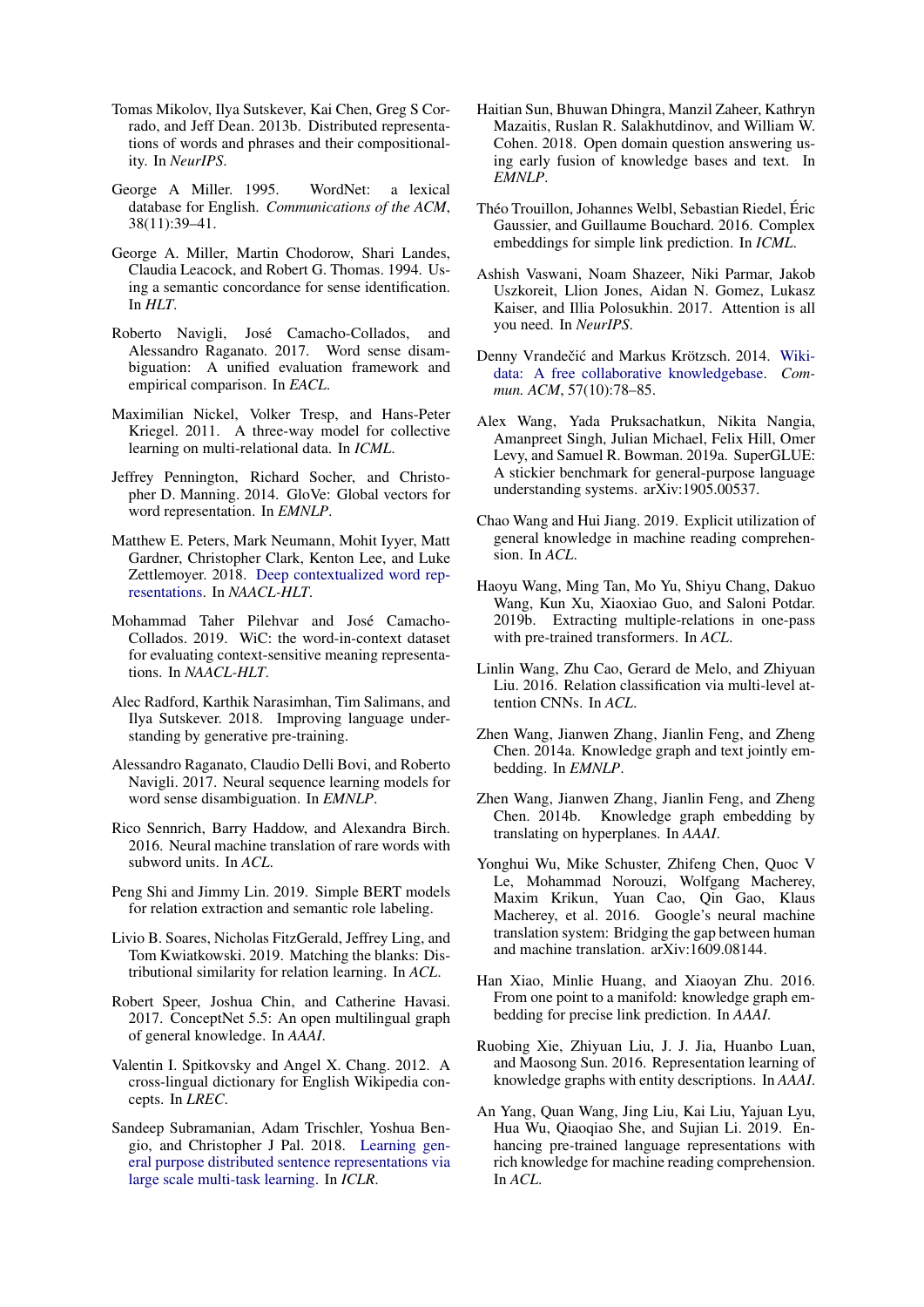Tomas Mikolov, Ilya Sutskever, Kai Chen, Greg S Corrado, and Jeff Dean. 2013b. Distributed representations of words and phrases and their compositionality. In *NeurIPS*.

George A Miller. 1995. WordNet: a lexical database for English. *Communications of the ACM*, 38(11):39–41.

George A. Miller, Martin Chodorow, Shari Landes, Claudia Leacock, and Robert G. Thomas. 1994. Using a semantic concordance for sense identification. In *HLT*.

Roberto Navigli, José Camacho-Collados, and Alessandro Raganato. 2017. Word sense disambiguation: A unified evaluation framework and empirical comparison. In *EACL*.

Maximilian Nickel, Volker Tresp, and Hans-Peter Kriegel. 2011. A three-way model for collective learning on multi-relational data. In *ICML*.

Jeffrey Pennington, Richard Socher, and Christopher D. Manning. 2014. GloVe: Global vectors for word representation. In *EMNLP*.

Matthew E. Peters, Mark Neumann, Mohit Iyyer, Matt Gardner, Christopher Clark, Kenton Lee, and Luke Zettlemoyer. 2018. Deep contextualized word representations. In *NAACL-HLT*.

Mohammad Taher Pilehvar and José Camacho-Collados. 2019. WiC: the word-in-context dataset for evaluating context-sensitive meaning representations. In *NAACL-HLT*.

Alec Radford, Karthik Narasimhan, Tim Salimans, and Ilya Sutskever. 2018. Improving language understanding by generative pre-training.

Alessandro Raganato, Claudio Delli Bovi, and Roberto Navigli. 2017. Neural sequence learning models for word sense disambiguation. In *EMNLP*.

Rico Sennrich, Barry Haddow, and Alexandra Birch. 2016. Neural machine translation of rare words with subword units. In *ACL*.

Peng Shi and Jimmy Lin. 2019. Simple BERT models for relation extraction and semantic role labeling.

Livio B. Soares, Nicholas FitzGerald, Jeffrey Ling, and Tom Kwiatkowski. 2019. Matching the blanks: Distributional similarity for relation learning. In *ACL*.

Robert Speer, Joshua Chin, and Catherine Havasi. 2017. ConceptNet 5.5: An open multilingual graph of general knowledge. In *AAAI*.

Valentin I. Spitkovsky and Angel X. Chang. 2012. A cross-lingual dictionary for English Wikipedia concepts. In *LREC*.

Sandeep Subramanian, Adam Trischler, Yoshua Bengio, and Christopher J Pal. 2018. Learning general purpose distributed sentence representations via large scale multi-task learning. In *ICLR*.

Haitian Sun, Bhuwan Dhingra, Manzil Zaheer, Kathryn Mazaitis, Ruslan R. Salakhutdinov, and William W. Cohen. 2018. Open domain question answering using early fusion of knowledge bases and text. In *EMNLP*.

Théo Trouillon, Johannes Welbl, Sebastian Riedel, Éric Gaussier, and Guillaume Bouchard. 2016. Complex embeddings for simple link prediction. In *ICML*.

Ashish Vaswani, Noam Shazeer, Niki Parmar, Jakob Uszkoreit, Llion Jones, Aidan N. Gomez, Lukasz Kaiser, and Illia Polosukhin. 2017. Attention is all you need. In *NeurIPS*.

Denny Vrandečić and Markus Krötzsch. 2014. Wikidata: A free collaborative knowledgebase. *Commun. ACM*, 57(10):78–85.

Alex Wang, Yada Pruksachatkun, Nikita Nangia, Amanpreet Singh, Julian Michael, Felix Hill, Omer Levy, and Samuel R. Bowman. 2019a. SuperGLUE: A stickier benchmark for general-purpose language understanding systems. arXiv:1905.00537.

Chao Wang and Hui Jiang. 2019. Explicit utilization of general knowledge in machine reading comprehension. In *ACL*.

Haoyu Wang, Ming Tan, Mo Yu, Shiyu Chang, Dakuo Wang, Kun Xu, Xiaoxiao Guo, and Saloni Potdar. 2019b. Extracting multiple-relations in one-pass with pre-trained transformers. In *ACL*.

Linlin Wang, Zhu Cao, Gerard de Melo, and Zhiyuan Liu. 2016. Relation classification via multi-level attention CNNs. In *ACL*.

Zhen Wang, Jianwen Zhang, Jianlin Feng, and Zheng Chen. 2014a. Knowledge graph and text jointly embedding. In *EMNLP*.

Zhen Wang, Jianwen Zhang, Jianlin Feng, and Zheng Chen. 2014b. Knowledge graph embedding by translating on hyperplanes. In *AAAI*.

Yonghui Wu, Mike Schuster, Zhifeng Chen, Quoc V Le, Mohammad Norouzi, Wolfgang Macherey, Maxim Krikun, Yuan Cao, Qin Gao, Klaus Macherey, et al. 2016. Google's neural machine translation system: Bridging the gap between human and machine translation. arXiv:1609.08144.

Han Xiao, Minlie Huang, and Xiaoyan Zhu. 2016. From one point to a manifold: knowledge graph embedding for precise link prediction. In *AAAI*.

Ruobing Xie, Zhiyuan Liu, J. J. Jia, Huanbo Luan, and Maosong Sun. 2016. Representation learning of knowledge graphs with entity descriptions. In *AAAI*.

An Yang, Quan Wang, Jing Liu, Kai Liu, Yajuan Lyu, Hua Wu, Qiaoqiao She, and Sujian Li. 2019. Enhancing pre-trained language representations with rich knowledge for machine reading comprehension. In *ACL*.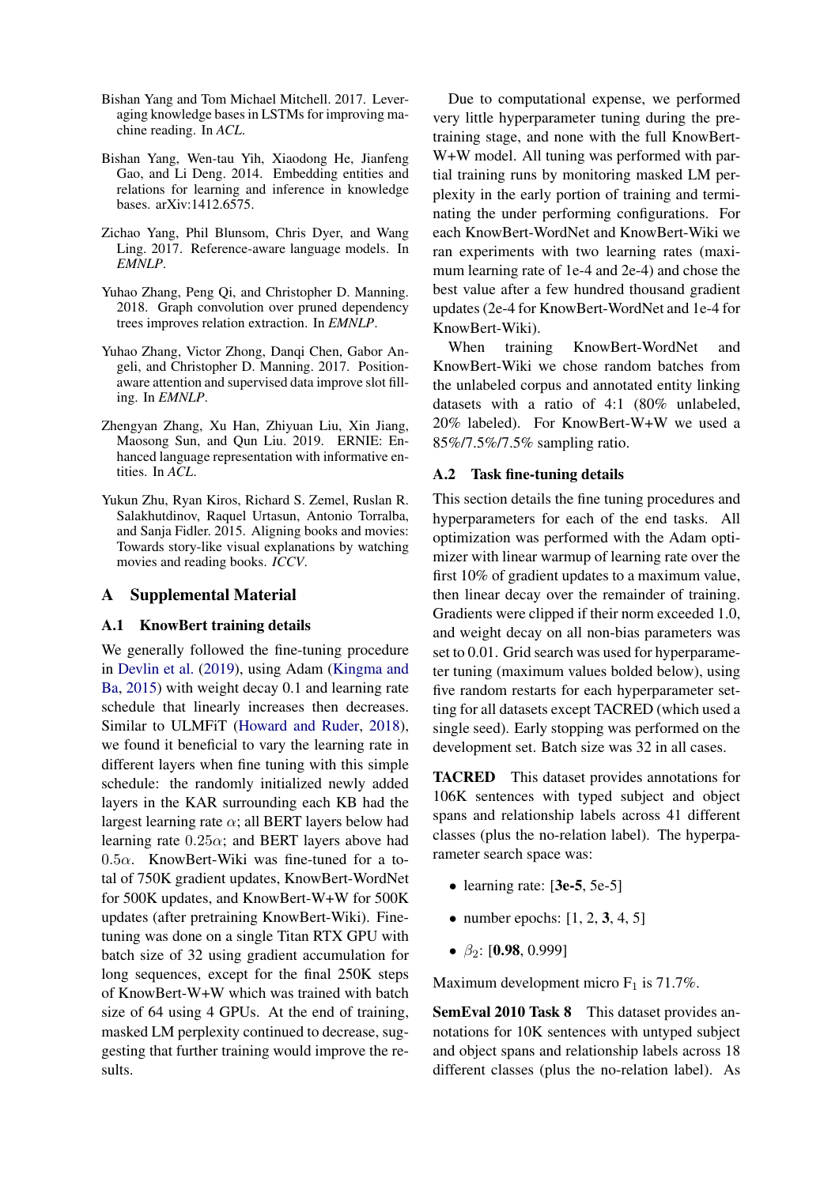Bishan Yang and Tom Michael Mitchell. 2017. Leveraging knowledge bases in LSTMs for improving machine reading. In *ACL*.

Bishan Yang, Wen-tau Yih, Xiaodong He, Jianfeng Gao, and Li Deng. 2014. Embedding entities and relations for learning and inference in knowledge bases. arXiv:1412.6575.

Zichao Yang, Phil Blunsom, Chris Dyer, and Wang Ling. 2017. Reference-aware language models. In *EMNLP*.

Yuhao Zhang, Peng Qi, and Christopher D. Manning. 2018. Graph convolution over pruned dependency trees improves relation extraction. In *EMNLP*.

Yuhao Zhang, Victor Zhong, Danqi Chen, Gabor Angeli, and Christopher D. Manning. 2017. Position-aware attention and supervised data improve slot filling. In *EMNLP*.

Zhengyan Zhang, Xu Han, Zhiyuan Liu, Xin Jiang, Maosong Sun, and Qun Liu. 2019. ERNIE: Enhanced language representation with informative entities. In *ACL*.

Yukun Zhu, Ryan Kiros, Richard S. Zemel, Ruslan R. Salakhutdinov, Raquel Urtasun, Antonio Torralba, and Sanja Fidler. 2015. Aligning books and movies: Towards story-like visual explanations by watching movies and reading books. *ICCV*.

# A Supplemental Material

## A.1 KnowBert training details

We generally followed the fine-tuning procedure in Devlin et al. (2019), using Adam (Kingma and Ba, 2015) with weight decay 0.1 and learning rate schedule that linearly increases then decreases. Similar to ULMFiT (Howard and Ruder, 2018), we found it beneficial to vary the learning rate in different layers when fine tuning with this simple schedule: the randomly initialized newly added layers in the KAR surrounding each KB had the largest learning rate $\alpha$; all BERT layers below had learning rate $0.25\alpha$; and BERT layers above had $0.5\alpha$. KnowBert-Wiki was fine-tuned for a total of 750K gradient updates, KnowBert-WordNet for 500K updates, and KnowBert-W+W for 500K updates (after pretraining KnowBert-Wiki). Fine-tuning was done on a single Titan RTX GPU with batch size of 32 using gradient accumulation for long sequences, except for the final 250K steps of KnowBert-W+W which was trained with batch size of 64 using 4 GPUs. At the end of training, masked LM perplexity continued to decrease, suggesting that further training would improve the results.

Due to computational expense, we performed very little hyperparameter tuning during the pretraining stage, and none with the full KnowBert-W+W model. All tuning was performed with partial training runs by monitoring masked LM perplexity in the early portion of training and terminating the under performing configurations. For each KnowBert-WordNet and KnowBert-Wiki we ran experiments with two learning rates (maximum learning rate of 1e-4 and 2e-4) and chose the best value after a few hundred thousand gradient updates (2e-4 for KnowBert-WordNet and 1e-4 for KnowBert-Wiki).

When training KnowBert-WordNet and KnowBert-Wiki we chose random batches from the unlabeled corpus and annotated entity linking datasets with a ratio of 4:1 (80% unlabeled, 20% labeled). For KnowBert-W+W we used a 85%/7.5%/7.5% sampling ratio.

## A.2 Task fine-tuning details

This section details the fine tuning procedures and hyperparameters for each of the end tasks. All optimization was performed with the Adam optimizer with linear warmup of learning rate over the first 10% of gradient updates to a maximum value, then linear decay over the remainder of training. Gradients were clipped if their norm exceeded 1.0, and weight decay on all non-bias parameters was set to 0.01. Grid search was used for hyperparameter tuning (maximum values bolded below), using five random restarts for each hyperparameter setting for all datasets except TACRED (which used a single seed). Early stopping was performed on the development set. Batch size was 32 in all cases.

**TACRED** This dataset provides annotations for 106K sentences with typed subject and object spans and relationship labels across 41 different classes (plus the no-relation label). The hyperparameter search space was:

- learning rate: [**3e-5**, 5e-5]
- number epochs: [1, 2, **3**, 4, 5]
- $\beta_2$: [**0.98**, 0.999]

Maximum development micro $F_1$ is 71.7%.

**SemEval 2010 Task 8** This dataset provides annotations for 10K sentences with untyped subject and object spans and relationship labels across 18 different classes (plus the no-relation label). As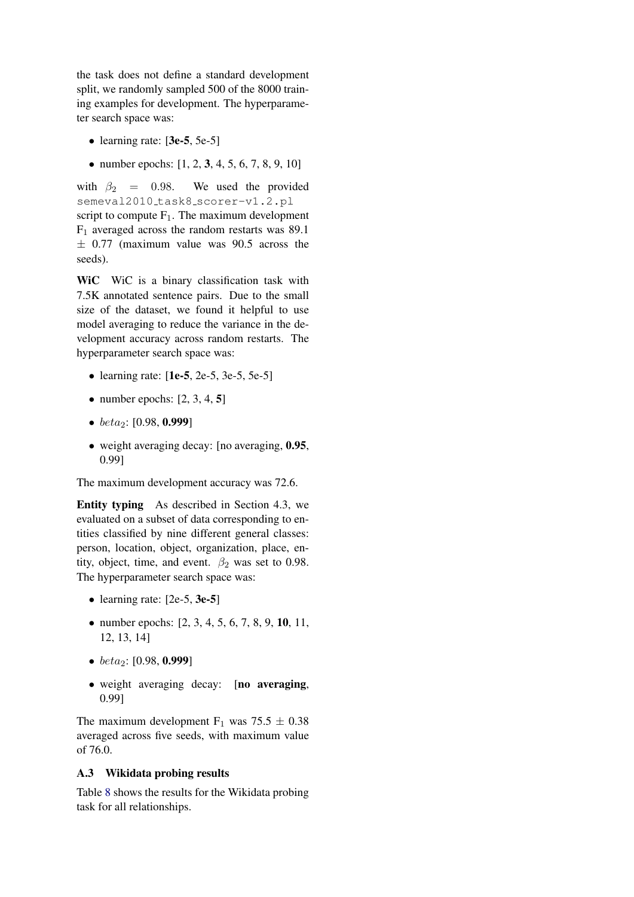the task does not define a standard development split, we randomly sampled 500 of the 8000 training examples for development. The hyperparameter search space was:

- learning rate: [**3e-5**, 5e-5]
- number epochs: [1, 2, **3**, 4, 5, 6, 7, 8, 9, 10]

with $\beta_2 = 0.98$. We used the provided `semeval2010_task8_scorer-v1.2.pl` script to compute $F_1$. The maximum development $F_1$ averaged across the random restarts was 89.1 $\pm$ 0.77 (maximum value was 90.5 across the seeds).

**WiC** WiC is a binary classification task with 7.5K annotated sentence pairs. Due to the small size of the dataset, we found it helpful to use model averaging to reduce the variance in the development accuracy across random restarts. The hyperparameter search space was:

- learning rate: [**1e-5**, 2e-5, 3e-5, 5e-5]
- number epochs: [2, 3, 4, **5**]
- $beta_2$: [0.98, **0.999**]
- weight averaging decay: [no averaging, **0.95**, 0.99]

The maximum development accuracy was 72.6.

**Entity typing** As described in Section 4.3, we evaluated on a subset of data corresponding to entities classified by nine different general classes: person, location, object, organization, place, entity, object, time, and event. $\beta_2$ was set to 0.98. The hyperparameter search space was:

- learning rate: [2e-5, **3e-5**]
- number epochs: [2, 3, 4, 5, 6, 7, 8, 9, **10**, 11, 12, 13, 14]
- $beta_2$: [0.98, **0.999**]
- weight averaging decay: [**no averaging**, 0.99]

The maximum development $F_1$ was 75.5 $\pm$ 0.38 averaged across five seeds, with maximum value of 76.0.

### A.3 Wikidata probing results

Table 8 shows the results for the Wikidata probing task for all relationships.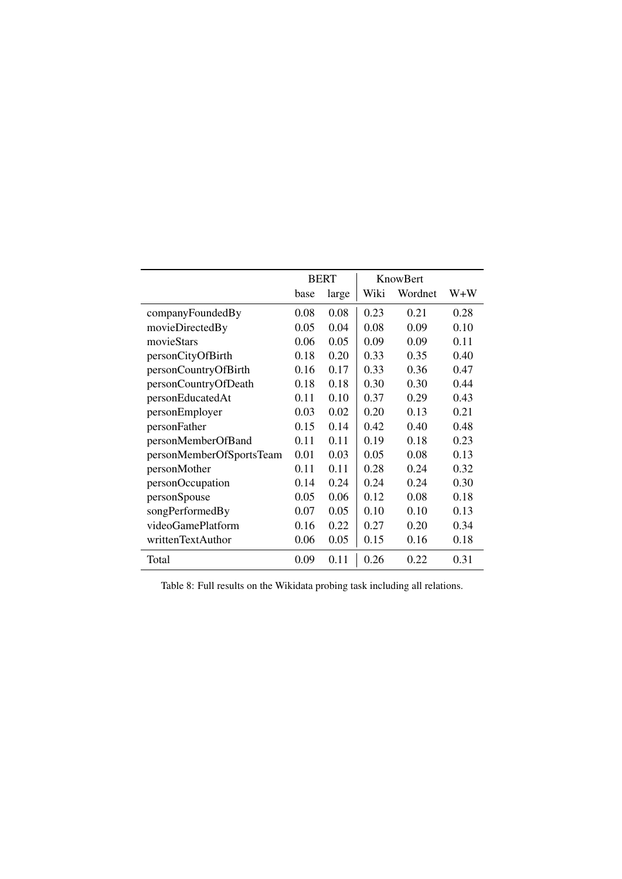| | BERT | | KnowBert | | |
|---|---|---|---|---|---|
| | base | large | Wiki | Wordnet | W+W |
| companyFoundedBy | 0.08 | 0.08 | 0.23 | 0.21 | 0.28 |
| movieDirectedBy | 0.05 | 0.04 | 0.08 | 0.09 | 0.10 |
| movieStars | 0.06 | 0.05 | 0.09 | 0.09 | 0.11 |
| personCityOfBirth | 0.18 | 0.20 | 0.33 | 0.35 | 0.40 |
| personCountryOfBirth | 0.16 | 0.17 | 0.33 | 0.36 | 0.47 |
| personCountryOfDeath | 0.18 | 0.18 | 0.30 | 0.30 | 0.44 |
| personEducatedAt | 0.11 | 0.10 | 0.37 | 0.29 | 0.43 |
| personEmployer | 0.03 | 0.02 | 0.20 | 0.13 | 0.21 |
| personFather | 0.15 | 0.14 | 0.42 | 0.40 | 0.48 |
| personMemberOfBand | 0.11 | 0.11 | 0.19 | 0.18 | 0.23 |
| personMemberOfSportsTeam | 0.01 | 0.03 | 0.05 | 0.08 | 0.13 |
| personMother | 0.11 | 0.11 | 0.28 | 0.24 | 0.32 |
| personOccupation | 0.14 | 0.24 | 0.24 | 0.24 | 0.30 |
| personSpouse | 0.05 | 0.06 | 0.12 | 0.08 | 0.18 |
| songPerformedBy | 0.07 | 0.05 | 0.10 | 0.10 | 0.13 |
| videoGamePlatform | 0.16 | 0.22 | 0.27 | 0.20 | 0.34 |
| writtenTextAuthor | 0.06 | 0.05 | 0.15 | 0.16 | 0.18 |
| Total | 0.09 | 0.11 | 0.26 | 0.22 | 0.31 |

Table 8: Full results on the Wikidata probing task including all relations.